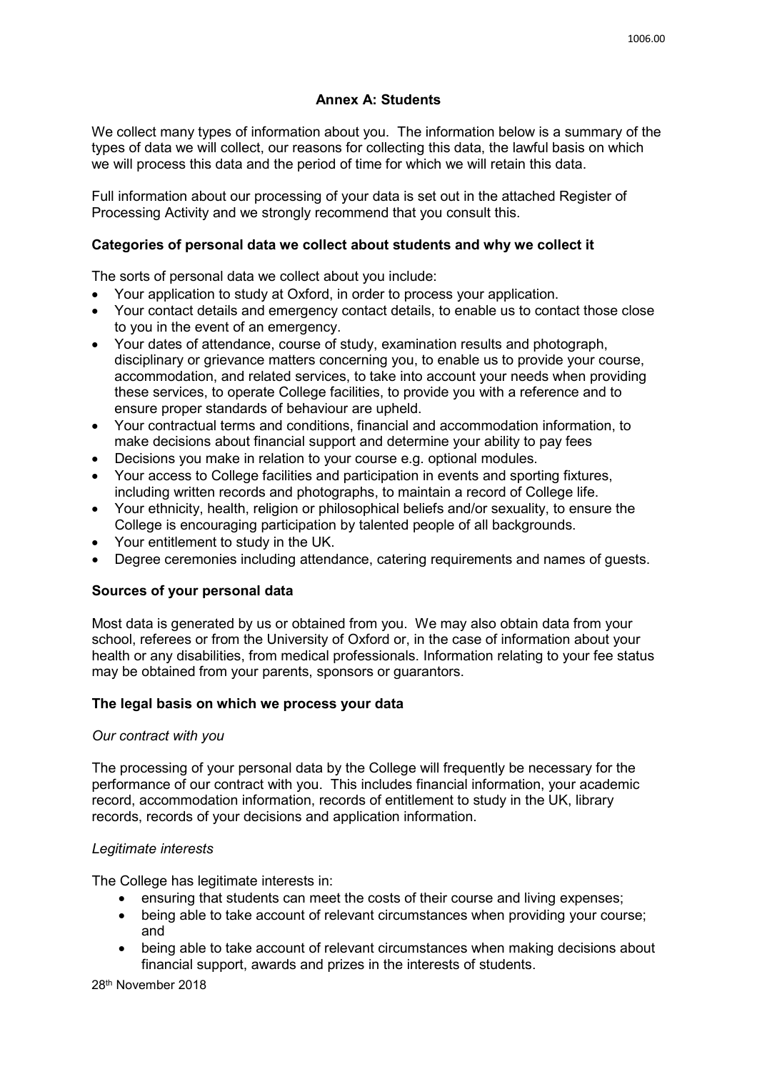## Annex A: Students

We collect many types of information about you. The information below is a summary of the types of data we will collect, our reasons for collecting this data, the lawful basis on which we will process this data and the period of time for which we will retain this data.

Full information about our processing of your data is set out in the attached Register of Processing Activity and we strongly recommend that you consult this.

### Categories of personal data we collect about students and why we collect it

The sorts of personal data we collect about you include:

- Your application to study at Oxford, in order to process your application.
- Your contact details and emergency contact details, to enable us to contact those close to you in the event of an emergency.
- Your dates of attendance, course of study, examination results and photograph, disciplinary or grievance matters concerning you, to enable us to provide your course, accommodation, and related services, to take into account your needs when providing these services, to operate College facilities, to provide you with a reference and to ensure proper standards of behaviour are upheld.
- Your contractual terms and conditions, financial and accommodation information, to make decisions about financial support and determine your ability to pay fees
- Decisions you make in relation to your course e.g. optional modules.
- Your access to College facilities and participation in events and sporting fixtures, including written records and photographs, to maintain a record of College life.
- Your ethnicity, health, religion or philosophical beliefs and/or sexuality, to ensure the College is encouraging participation by talented people of all backgrounds.
- Your entitlement to study in the UK.
- Degree ceremonies including attendance, catering requirements and names of guests.

### Sources of your personal data

Most data is generated by us or obtained from you. We may also obtain data from your school, referees or from the University of Oxford or, in the case of information about your health or any disabilities, from medical professionals. Information relating to your fee status may be obtained from your parents, sponsors or guarantors.

### The legal basis on which we process your data

*Our contract with you*

The processing of your personal data by the College will frequently be necessary for the performance of our contract with you. This includes financial information, your academic record, accommodation information, records of entitlement to study in the UK, library records, records of your decisions and application information.

*Legitimate interests*

The College has legitimate interests in:

- ensuring that students can meet the costs of their course and living expenses;
- being able to take account of relevant circumstances when providing your course; and
- being able to take account of relevant circumstances when making decisions about financial support, awards and prizes in the interests of students.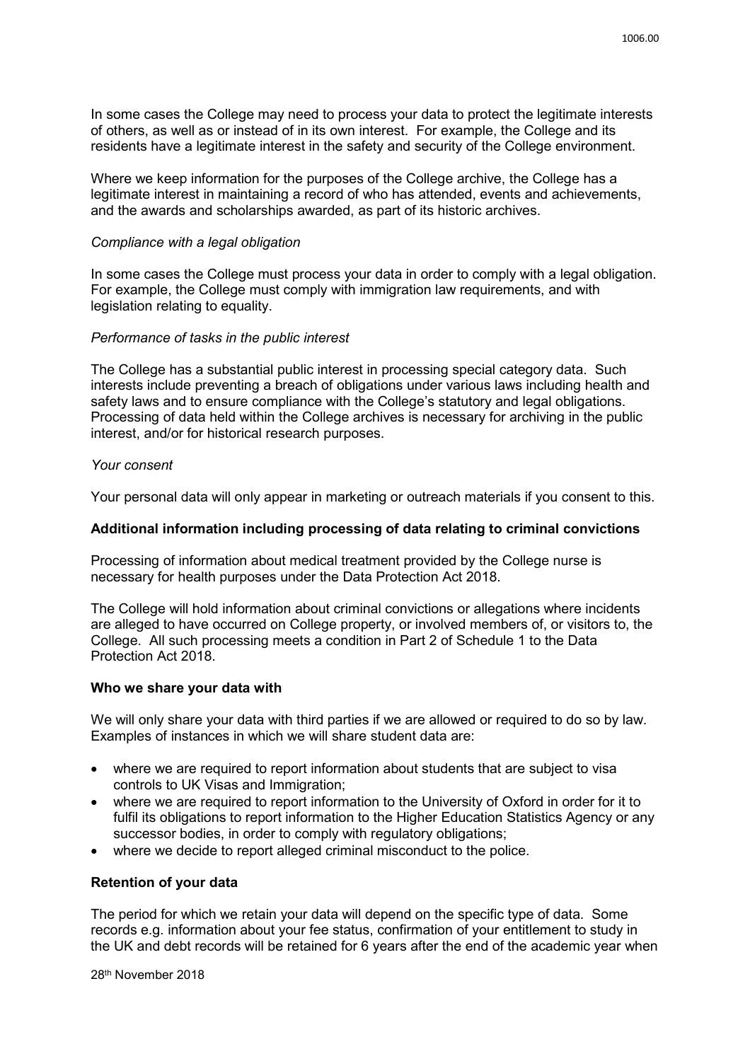In some cases the College may need to process your data to protect the legitimate interests of others, as well as or instead of in its own interest. For example, the College and its residents have a legitimate interest in the safety and security of the College environment.

Where we keep information for the purposes of the College archive, the College has a legitimate interest in maintaining a record of who has attended, events and achievements, and the awards and scholarships awarded, as part of its historic archives.

*Compliance with a legal obligation*

In some cases the College must process your data in order to comply with a legal obligation. For example, the College must comply with immigration law requirements, and with legislation relating to equality.

*Performance of tasks in the public interest*

The College has a substantial public interest in processing special category data. Such interests include preventing a breach of obligations under various laws including health and safety laws and to ensure compliance with the College's statutory and legal obligations. Processing of data held within the College archives is necessary for archiving in the public interest, and/or for historical research purposes.

*Your consent*

Your personal data will only appear in marketing or outreach materials if you consent to this.

**Additional information including processing of data relating to criminal convictions**

Processing of information about medical treatment provided by the College nurse is necessary for health purposes under the Data Protection Act 2018.

The College will hold information about criminal convictions or allegations where incidents are alleged to have occurred on College property, or involved members of, or visitors to, the College. All such processing meets a condition in Part 2 of Schedule 1 to the Data Protection Act 2018.

**Who we share your data with**

We will only share your data with third parties if we are allowed or required to do so by law. Examples of instances in which we will share student data are:

- where we are required to report information about students that are subject to visa controls to UK Visas and Immigration;
- where we are required to report information to the University of Oxford in order for it to fulfil its obligations to report information to the Higher Education Statistics Agency or any successor bodies, in order to comply with regulatory obligations;
- where we decide to report alleged criminal misconduct to the police.

**Retention of your data**

The period for which we retain your data will depend on the specific type of data. Some records e.g. information about your fee status, confirmation of your entitlement to study in the UK and debt records will be retained for 6 years after the end of the academic year when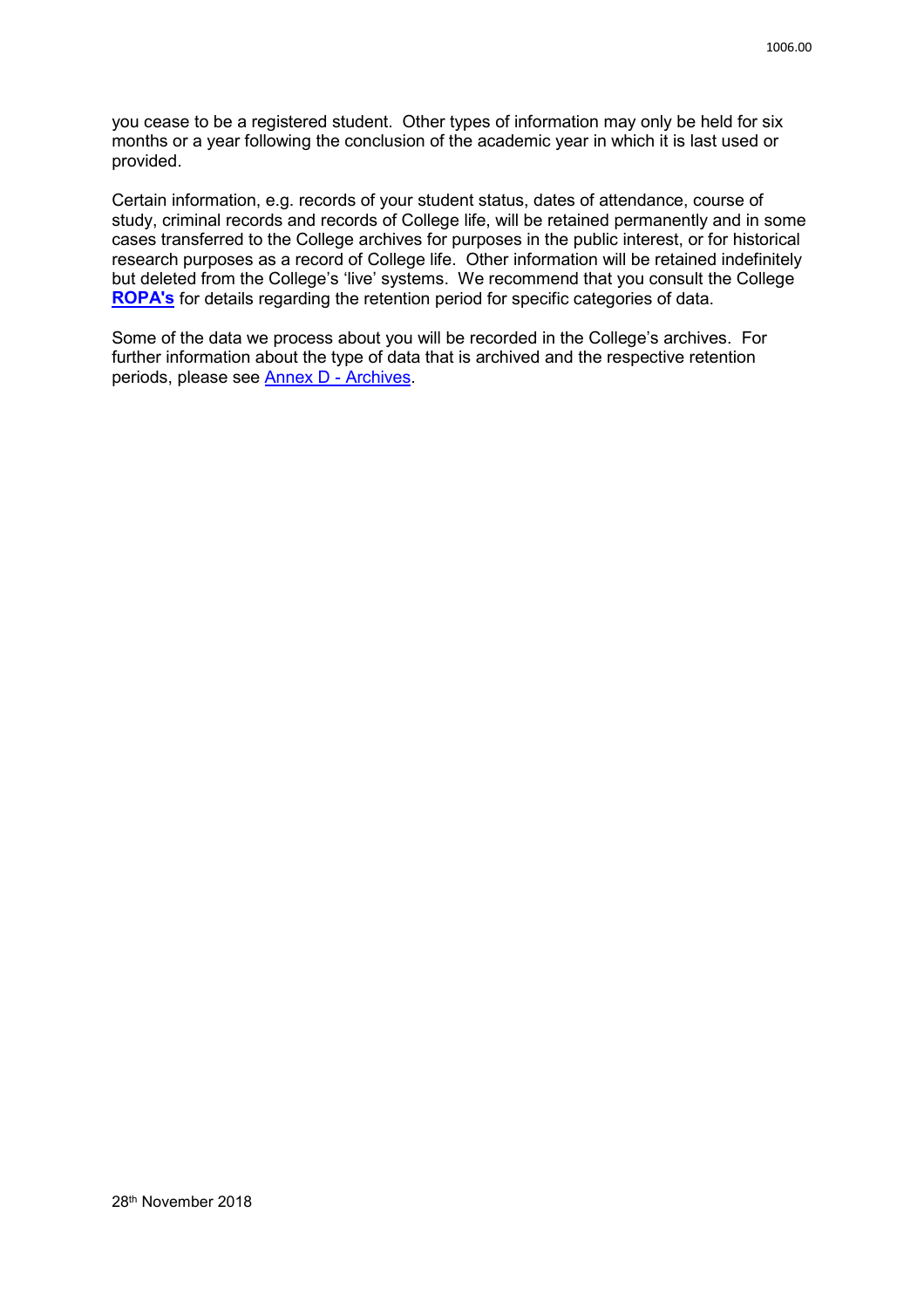you cease to be a registered student.  Other types of information may only be held for six months or a year following the conclusion of the academic year in which it is last used or provided.

Certain information, e.g. records of your student status, dates of attendance, course of study, criminal records and records of College life, will be retained permanently and in some cases transferred to the College archives for purposes in the public interest, or for historical research purposes as a record of College life.  Other information will be retained indefinitely but deleted from the College's 'live' systems.  We recommend that you consult the College **ROPA's** for details regarding the retention period for specific categories of data.

Some of the data we process about you will be recorded in the College's archives.  For further information about the type of data that is archived and the respective retention periods, please see Annex D - Archives.